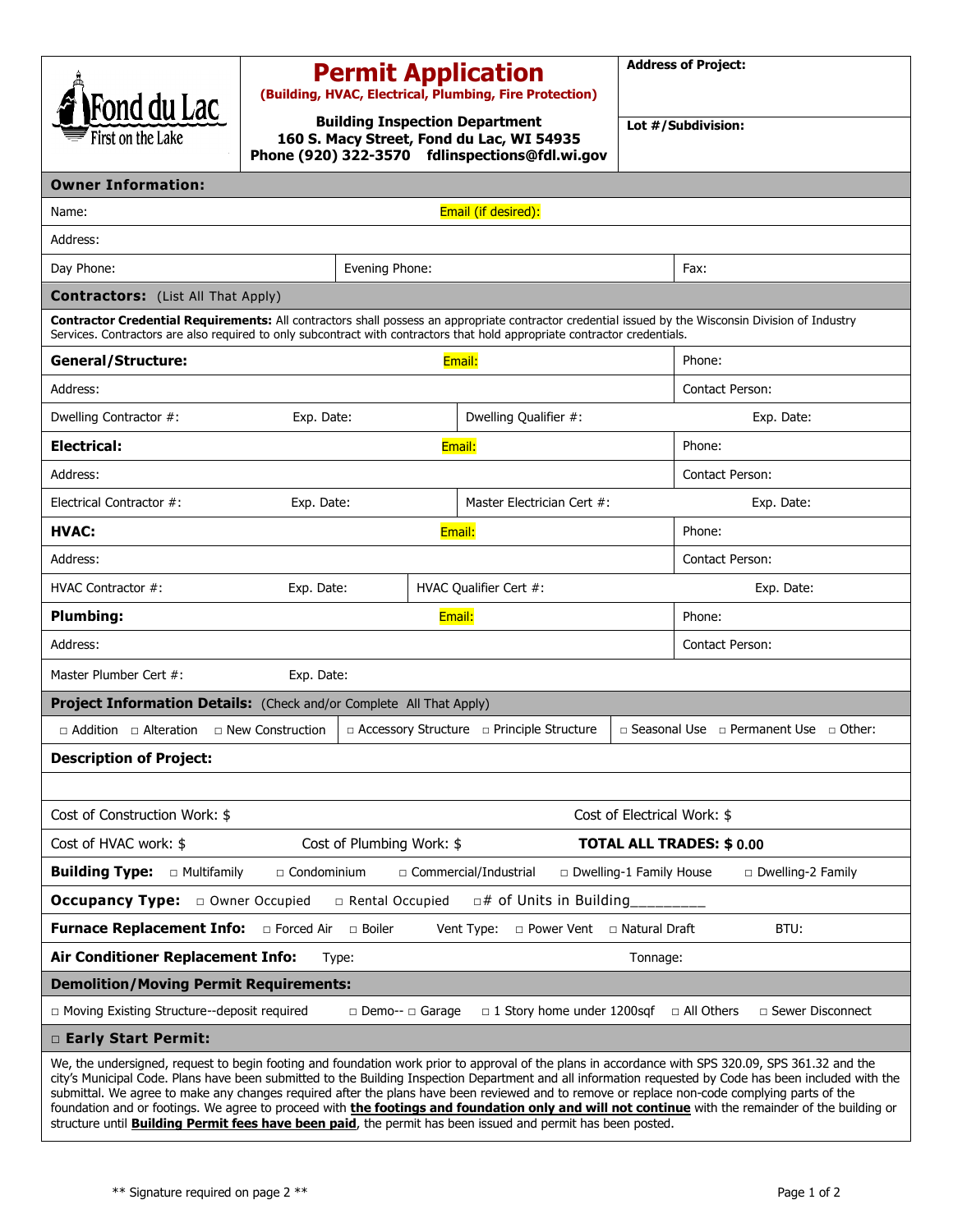Fond du Lac
First on the Lake

# Permit Application

**(Building, HVAC, Electrical, Plumbing, Fire Protection)**

**Building Inspection Department**
**160 S. Macy Street, Fond du Lac, WI 54935**
**Phone (920) 322-3570 fdlinspections@fdl.wi.gov**

**Address of Project:**

**Lot #/Subdivision:**

## Owner Information:

| Name: | | Email (if desired): |
|---|---|---|
| Address: | | |
| Day Phone: | Evening Phone: | Fax: |

## Contractors: (List All That Apply)

**Contractor Credential Requirements:** All contractors shall possess an appropriate contractor credential issued by the Wisconsin Division of Industry Services. Contractors are also required to only subcontract with contractors that hold appropriate contractor credentials.

| **General/Structure:** | | Email: | | Phone: |
|---|---|---|---|---|
| Address: | | | | Contact Person: |
| Dwelling Contractor #: | Exp. Date: | Dwelling Qualifier #: | | Exp. Date: |
| **Electrical:** | | Email: | | Phone: |
| Address: | | | | Contact Person: |
| Electrical Contractor #: | Exp. Date: | Master Electrician Cert #: | | Exp. Date: |
| **HVAC:** | | Email: | | Phone: |
| Address: | | | | Contact Person: |
| HVAC Contractor #: | Exp. Date: | HVAC Qualifier Cert #: | | Exp. Date: |
| **Plumbing:** | | Email: | | Phone: |
| Address: | | | | Contact Person: |
| Master Plumber Cert #: | Exp. Date: | | | |

## Project Information Details: (Check and/or Complete All That Apply)

□ Addition □ Alteration □ New Construction | □ Accessory Structure □ Principle Structure | □ Seasonal Use □ Permanent Use □ Other:

**Description of Project:**

Cost of Construction Work: $ Cost of Electrical Work: $

Cost of HVAC work: $ Cost of Plumbing Work: $ **TOTAL ALL TRADES: $ 0.00**

**Building Type:** □ Multifamily □ Condominium □ Commercial/Industrial □ Dwelling-1 Family House □ Dwelling-2 Family

**Occupancy Type:** □ Owner Occupied □ Rental Occupied □# of Units in Building_________

**Furnace Replacement Info:** □ Forced Air □ Boiler Vent Type: □ Power Vent □ Natural Draft BTU:

**Air Conditioner Replacement Info:** Type: Tonnage:

## Demolition/Moving Permit Requirements:

□ Moving Existing Structure--deposit required □ Demo-- □ Garage □ 1 Story home under 1200sqf □ All Others □ Sewer Disconnect

## □ Early Start Permit:

We, the undersigned, request to begin footing and foundation work prior to approval of the plans in accordance with SPS 320.09, SPS 361.32 and the city's Municipal Code. Plans have been submitted to the Building Inspection Department and all information requested by Code has been included with the submittal. We agree to make any changes required after the plans have been reviewed and to remove or replace non-code complying parts of the foundation and or footings. We agree to proceed with **the footings and foundation only and will not continue** with the remainder of the building or structure until **Building Permit fees have been paid**, the permit has been issued and permit has been posted.

** Signature required on page 2 **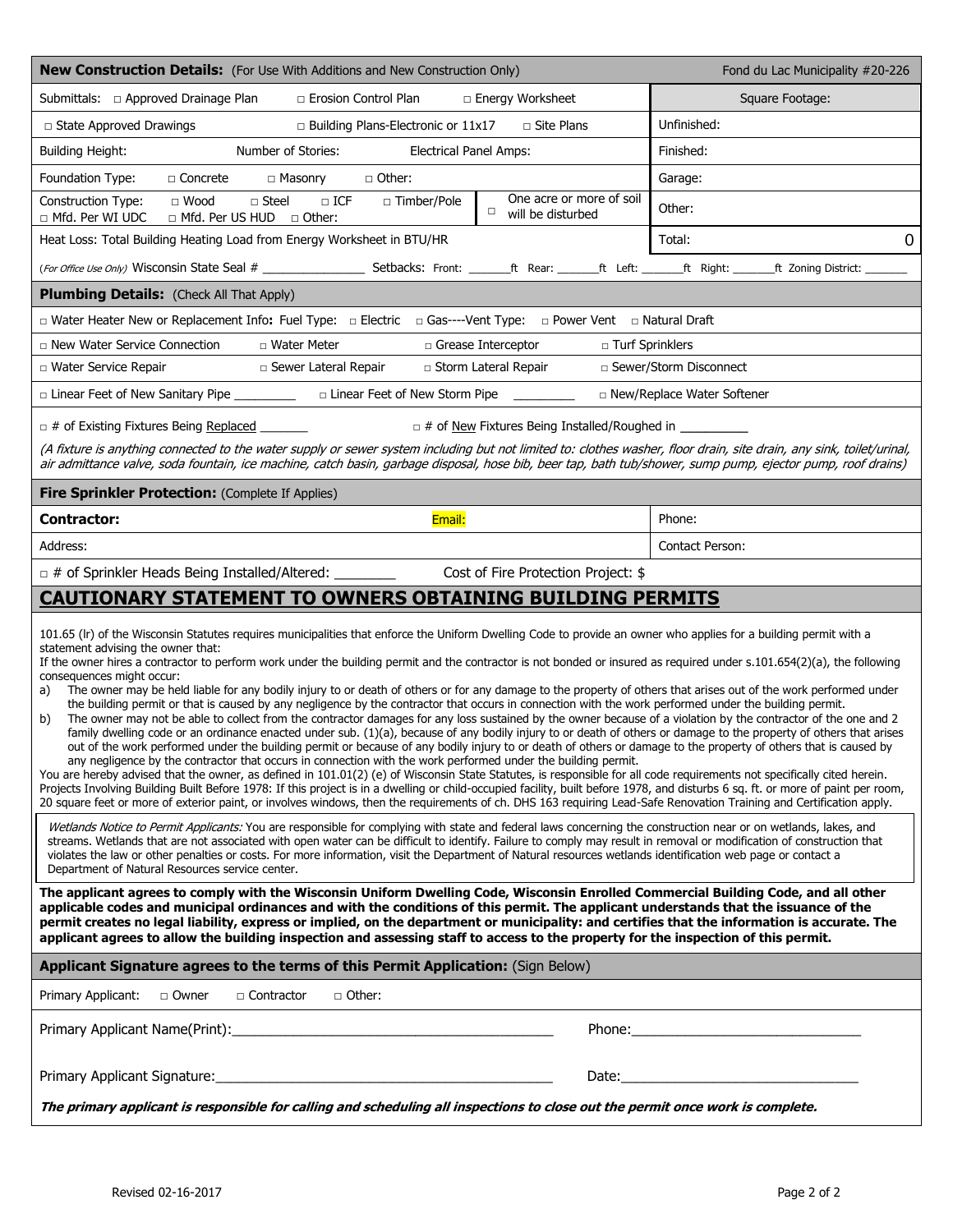**New Construction Details:** (For Use With Additions and New Construction Only) Fond du Lac Municipality #20-226

| | |
|---|---|
| Submittals: □ Approved Drainage Plan □ Erosion Control Plan □ Energy Worksheet | Square Footage: |
| □ State Approved Drawings □ Building Plans-Electronic or 11x17 □ Site Plans | Unfinished: |
| Building Height: Number of Stories: Electrical Panel Amps: | Finished: |
| Foundation Type: □ Concrete □ Masonry □ Other: | Garage: |
| Construction Type: □ Wood □ Steel □ ICF □ Timber/Pole □ Mfd. Per WI UDC □ Mfd. Per US HUD □ Other: □ One acre or more of soil will be disturbed | Other: |
| Heat Loss: Total Building Heating Load from Energy Worksheet in BTU/HR | Total: 0 |

(*For Office Use Only*) Wisconsin State Seal # _______________ Setbacks: Front: _______ft Rear: _______ft Left: _______ft Right: _______ft Zoning District: _______

**Plumbing Details:** (Check All That Apply)

□ Water Heater New or Replacement Info**:** Fuel Type: □ Electric □ Gas----Vent Type: □ Power Vent □ Natural Draft

□ New Water Service Connection □ Water Meter □ Grease Interceptor □ Turf Sprinklers

□ Water Service Repair □ Sewer Lateral Repair □ Storm Lateral Repair □ Sewer/Storm Disconnect

□ Linear Feet of New Sanitary Pipe _________ □ Linear Feet of New Storm Pipe _________ □ New/Replace Water Softener

□ # of Existing Fixtures Being Replaced _______ □ # of New Fixtures Being Installed/Roughed in __________

*(A fixture is anything connected to the water supply or sewer system including but not limited to: clothes washer, floor drain, site drain, any sink, toilet/urinal, air admittance valve, soda fountain, ice machine, catch basin, garbage disposal, hose bib, beer tap, bath tub/shower, sump pump, ejector pump, roof drains)*

**Fire Sprinkler Protection:** (Complete If Applies)

| | | |
|---|---|---|
| **Contractor:** | Email: | Phone: |
| Address: | | Contact Person: |

□ # of Sprinkler Heads Being Installed/Altered: ________ Cost of Fire Protection Project: $

## CAUTIONARY STATEMENT TO OWNERS OBTAINING BUILDING PERMITS

101.65 (lr) of the Wisconsin Statutes requires municipalities that enforce the Uniform Dwelling Code to provide an owner who applies for a building permit with a statement advising the owner that:

If the owner hires a contractor to perform work under the building permit and the contractor is not bonded or insured as required under s.101.654(2)(a), the following consequences might occur:

a) The owner may be held liable for any bodily injury to or death of others or for any damage to the property of others that arises out of the work performed under the building permit or that is caused by any negligence by the contractor that occurs in connection with the work performed under the building permit.

b) The owner may not be able to collect from the contractor damages for any loss sustained by the owner because of a violation by the contractor of the one and 2 family dwelling code or an ordinance enacted under sub. (1)(a), because of any bodily injury to or death of others or damage to the property of others that arises out of the work performed under the building permit or because of any bodily injury to or death of others or damage to the property of others that is caused by any negligence by the contractor that occurs in connection with the work performed under the building permit.

You are hereby advised that the owner, as defined in 101.01(2) (e) of Wisconsin State Statutes, is responsible for all code requirements not specifically cited herein. Projects Involving Building Built Before 1978: If this project is in a dwelling or child-occupied facility, built before 1978, and disturbs 6 sq. ft. or more of paint per room, 20 square feet or more of exterior paint, or involves windows, then the requirements of ch. DHS 163 requiring Lead-Safe Renovation Training and Certification apply.

*Wetlands Notice to Permit Applicants:* You are responsible for complying with state and federal laws concerning the construction near or on wetlands, lakes, and streams. Wetlands that are not associated with open water can be difficult to identify. Failure to comply may result in removal or modification of construction that violates the law or other penalties or costs. For more information, visit the Department of Natural resources wetlands identification web page or contact a Department of Natural Resources service center.

**The applicant agrees to comply with the Wisconsin Uniform Dwelling Code, Wisconsin Enrolled Commercial Building Code, and all other applicable codes and municipal ordinances and with the conditions of this permit. The applicant understands that the issuance of the permit creates no legal liability, express or implied, on the department or municipality: and certifies that the information is accurate. The applicant agrees to allow the building inspection and assessing staff to access to the property for the inspection of this permit.**

**Applicant Signature agrees to the terms of this Permit Application:** (Sign Below)

Primary Applicant: □ Owner □ Contractor □ Other:

Primary Applicant Name(Print):__________________________________________ Phone:______________________________

Primary Applicant Signature:____________________________________________ Date:_______________________________

***The primary applicant is responsible for calling and scheduling all inspections to close out the permit once work is complete.***

Revised 02-16-2017